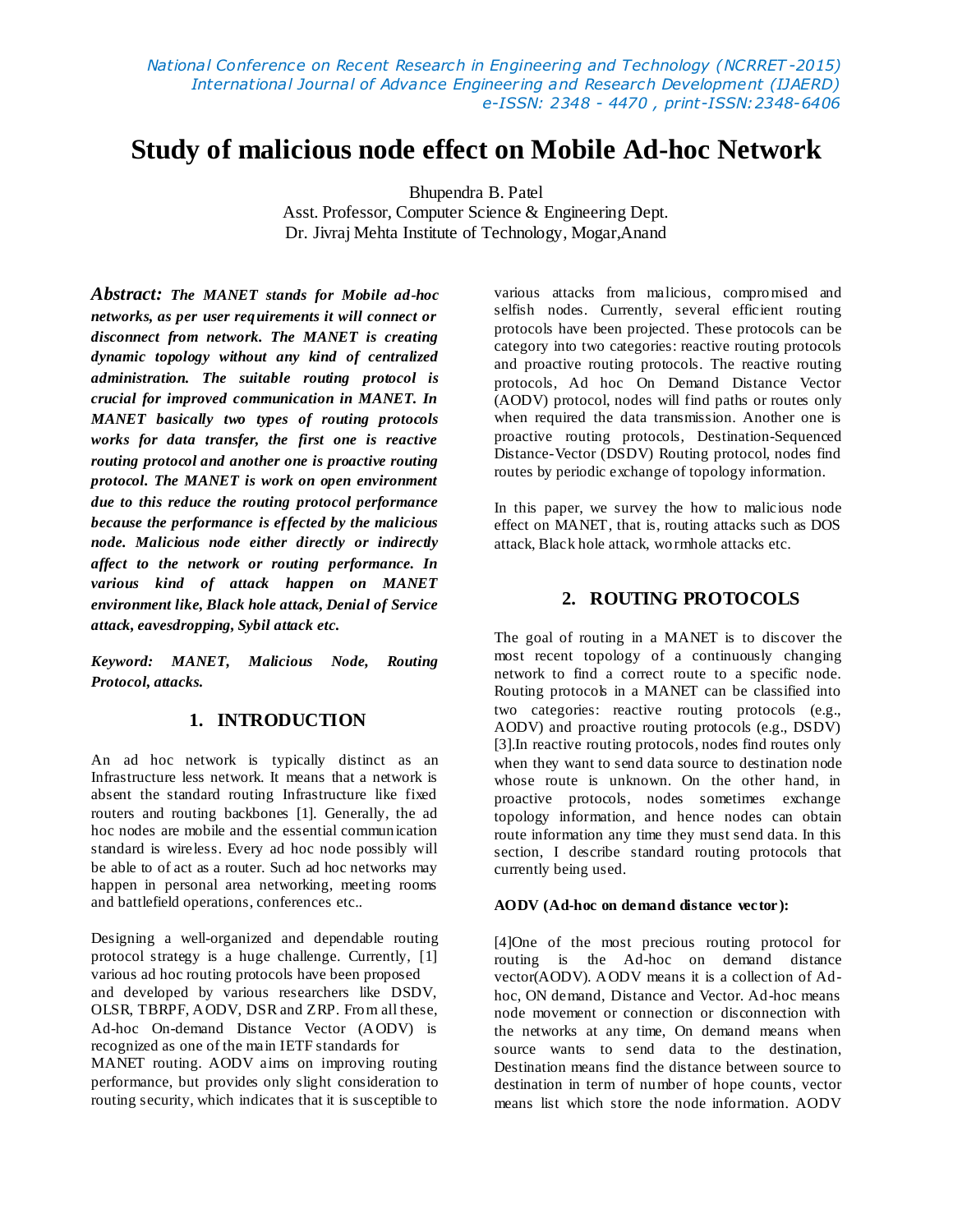# Study of malicious node effect on Mobile Ad-hoc Network

Bhupendra B. Patel
Asst. Professor, Computer Science & Engineering Dept.
Dr. Jivraj Mehta Institute of Technology, Mogar,Anand

***Abstract:*** ***The MANET stands for Mobile ad-hoc networks, as per user requirements it will connect or disconnect from network. The MANET is creating dynamic topology without any kind of centralized administration. The suitable routing protocol is crucial for improved communication in MANET. In MANET basically two types of routing protocols works for data transfer, the first one is reactive routing protocol and another one is proactive routing protocol. The MANET is work on open environment due to this reduce the routing protocol performance because the performance is effected by the malicious node. Malicious node either directly or indirectly affect to the network or routing performance. In various kind of attack happen on MANET environment like, Black hole attack, Denial of Service attack, eavesdropping, Sybil attack etc.***

***Keyword: MANET, Malicious Node, Routing Protocol, attacks.***

## 1. INTRODUCTION

An ad hoc network is typically distinct as an Infrastructure less network. It means that a network is absent the standard routing Infrastructure like fixed routers and routing backbones [1]. Generally, the ad hoc nodes are mobile and the essential communication standard is wireless. Every ad hoc node possibly will be able to of act as a router. Such ad hoc networks may happen in personal area networking, meeting rooms and battlefield operations, conferences etc..

Designing a well-organized and dependable routing protocol strategy is a huge challenge. Currently, [1] various ad hoc routing protocols have been proposed and developed by various researchers like DSDV, OLSR, TBRPF, AODV, DSR and ZRP. From all these, Ad-hoc On-demand Distance Vector (AODV) is recognized as one of the main IETF standards for MANET routing. AODV aims on improving routing performance, but provides only slight consideration to routing security, which indicates that it is susceptible to various attacks from malicious, compromised and selfish nodes. Currently, several efficient routing protocols have been projected. These protocols can be category into two categories: reactive routing protocols and proactive routing protocols. The reactive routing protocols, Ad hoc On Demand Distance Vector (AODV) protocol, nodes will find paths or routes only when required the data transmission. Another one is proactive routing protocols, Destination-Sequenced Distance-Vector (DSDV) Routing protocol, nodes find routes by periodic exchange of topology information.

In this paper, we survey the how to malicious node effect on MANET, that is, routing attacks such as DOS attack, Black hole attack, wormhole attacks etc.

## 2. ROUTING PROTOCOLS

The goal of routing in a MANET is to discover the most recent topology of a continuously changing network to find a correct route to a specific node. Routing protocols in a MANET can be classified into two categories: reactive routing protocols (e.g., AODV) and proactive routing protocols (e.g., DSDV) [3].In reactive routing protocols, nodes find routes only when they want to send data source to destination node whose route is unknown. On the other hand, in proactive protocols, nodes sometimes exchange topology information, and hence nodes can obtain route information any time they must send data. In this section, I describe standard routing protocols that currently being used.

**AODV (Ad-hoc on demand distance vector):**

[4]One of the most precious routing protocol for routing is the Ad-hoc on demand distance vector(AODV). AODV means it is a collection of Ad-hoc, ON demand, Distance and Vector. Ad-hoc means node movement or connection or disconnection with the networks at any time, On demand means when source wants to send data to the destination, Destination means find the distance between source to destination in term of number of hope counts, vector means list which store the node information. AODV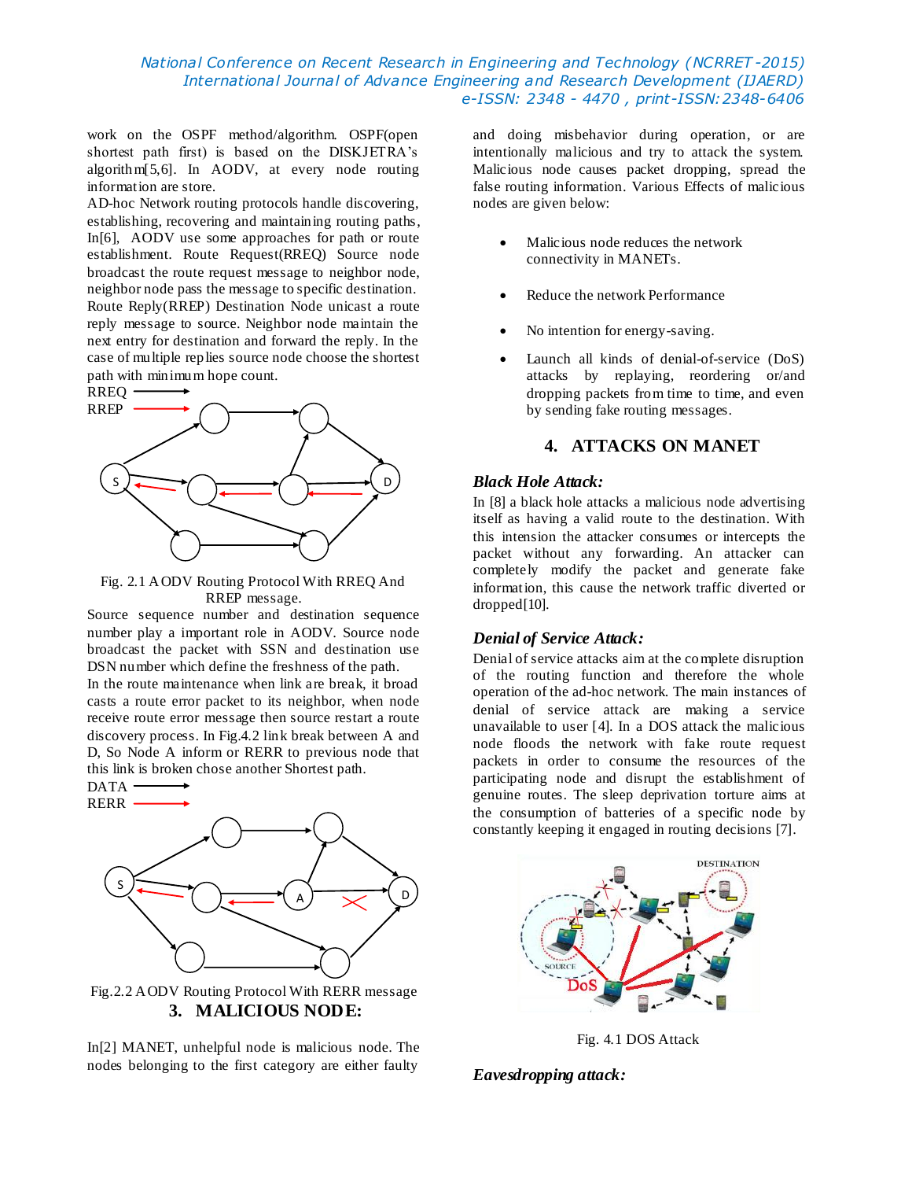work on the OSPF method/algorithm. OSPF(open shortest path first) is based on the DISKJETRA's algorithm[5,6]. In AODV, at every node routing information are store.

AD-hoc Network routing protocols handle discovering, establishing, recovering and maintaining routing paths, In[6], AODV use some approaches for path or route establishment. Route Request(RREQ) Source node broadcast the route request message to neighbor node, neighbor node pass the message to specific destination. Route Reply(RREP) Destination Node unicast a route reply message to source. Neighbor node maintain the next entry for destination and forward the reply. In the case of multiple replies source node choose the shortest path with minimum hope count.

Fig. 2.1 AODV Routing Protocol With RREQ And RREP message.

Source sequence number and destination sequence number play a important role in AODV. Source node broadcast the packet with SSN and destination use DSN number which define the freshness of the path.

In the route maintenance when link are break, it broad casts a route error packet to its neighbor, when node receive route error message then source restart a route discovery process. In Fig.4.2 link break between A and D, So Node A inform or RERR to previous node that this link is broken chose another Shortest path.

Fig.2.2 AODV Routing Protocol With RERR message

## 3. MALICIOUS NODE:

In[2] MANET, unhelpful node is malicious node. The nodes belonging to the first category are either faulty and doing misbehavior during operation, or are intentionally malicious and try to attack the system. Malicious node causes packet dropping, spread the false routing information. Various Effects of malicious nodes are given below:

- Malicious node reduces the network connectivity in MANETs.
- Reduce the network Performance
- No intention for energy-saving.
- Launch all kinds of denial-of-service (DoS) attacks by replaying, reordering or/and dropping packets from time to time, and even by sending fake routing messages.

## 4. ATTACKS ON MANET

### *Black Hole Attack:*

In [8] a black hole attacks a malicious node advertising itself as having a valid route to the destination. With this intension the attacker consumes or intercepts the packet without any forwarding. An attacker can completely modify the packet and generate fake information, this cause the network traffic diverted or dropped[10].

### *Denial of Service Attack:*

Denial of service attacks aim at the complete disruption of the routing function and therefore the whole operation of the ad-hoc network. The main instances of denial of service attack are making a service unavailable to user [4]. In a DOS attack the malicious node floods the network with fake route request packets in order to consume the resources of the participating node and disrupt the establishment of genuine routes. The sleep deprivation torture aims at the consumption of batteries of a specific node by constantly keeping it engaged in routing decisions [7].

Fig. 4.1 DOS Attack

### *Eavesdropping attack:*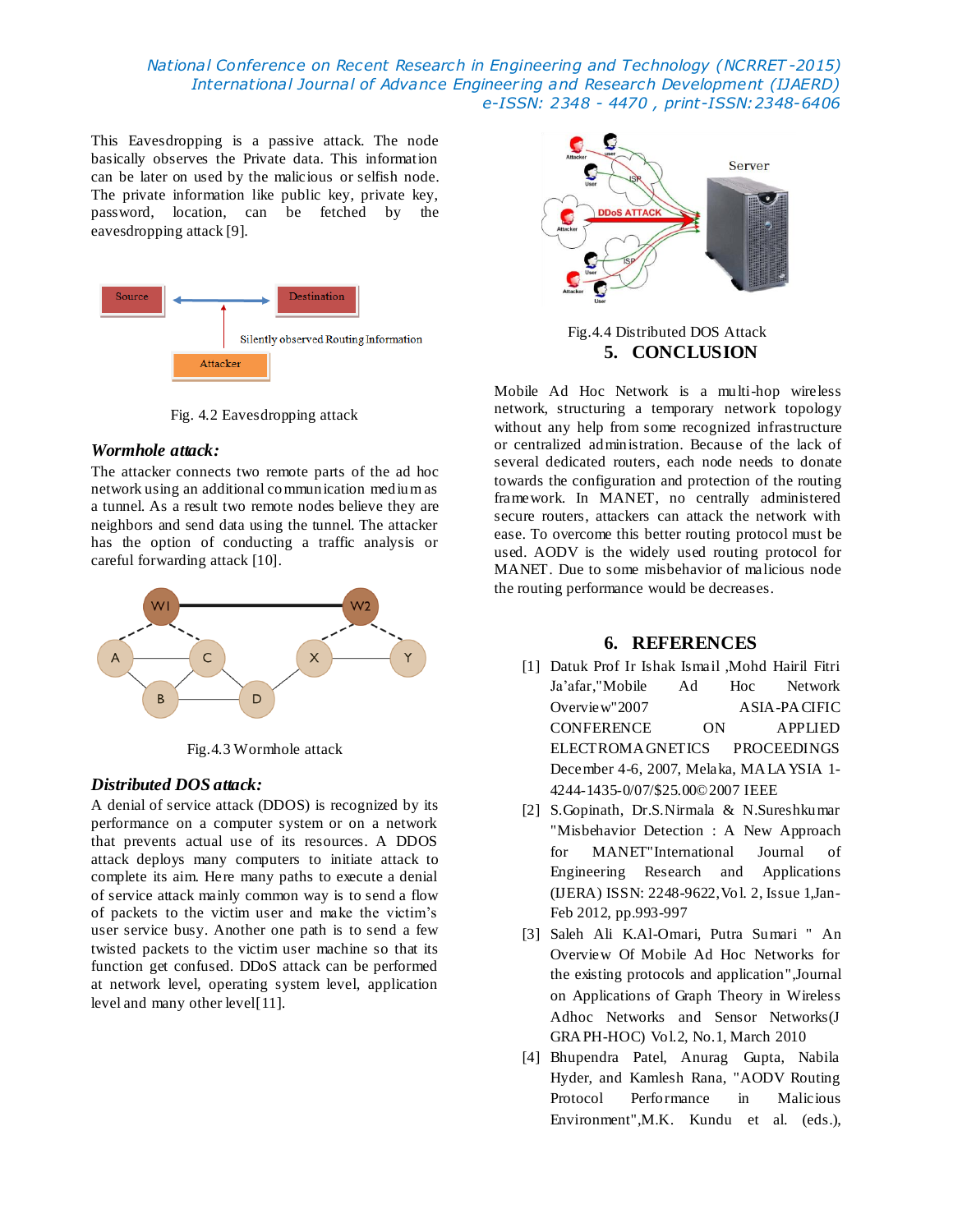This Eavesdropping is a passive attack. The node basically observes the Private data. This information can be later on used by the malicious or selfish node. The private information like public key, private key, password, location, can be fetched by the eavesdropping attack [9].

Fig. 4.2 Eavesdropping attack

### *Wormhole attack:*

The attacker connects two remote parts of the ad hoc network using an additional communication medium as a tunnel. As a result two remote nodes believe they are neighbors and send data using the tunnel. The attacker has the option of conducting a traffic analysis or careful forwarding attack [10].

Fig.4.3 Wormhole attack

### *Distributed DOS attack:*

A denial of service attack (DDOS) is recognized by its performance on a computer system or on a network that prevents actual use of its resources. A DDOS attack deploys many computers to initiate attack to complete its aim. Here many paths to execute a denial of service attack mainly common way is to send a flow of packets to the victim user and make the victim's user service busy. Another one path is to send a few twisted packets to the victim user machine so that its function get confused. DDoS attack can be performed at network level, operating system level, application level and many other level[11].

Fig.4.4 Distributed DOS Attack

## 5. CONCLUSION

Mobile Ad Hoc Network is a multi-hop wireless network, structuring a temporary network topology without any help from some recognized infrastructure or centralized administration. Because of the lack of several dedicated routers, each node needs to donate towards the configuration and protection of the routing framework. In MANET, no centrally administered secure routers, attackers can attack the network with ease. To overcome this better routing protocol must be used. AODV is the widely used routing protocol for MANET. Due to some misbehavior of malicious node the routing performance would be decreases.

## 6. REFERENCES

[1] Datuk Prof Ir Ishak Ismail ,Mohd Hairil Fitri Ja'afar,"Mobile Ad Hoc Network Overview"2007 ASIA-PACIFIC CONFERENCE ON APPLIED ELECTROMAGNETICS PROCEEDINGS December 4-6, 2007, Melaka, MALAYSIA 1-4244-1435-0/07/$25.00©2007 IEEE

[2] S.Gopinath, Dr.S.Nirmala & N.Sureshkumar "Misbehavior Detection : A New Approach for MANET"International Journal of Engineering Research and Applications (IJERA) ISSN: 2248-9622, Vol. 2, Issue 1,Jan-Feb 2012, pp.993-997

[3] Saleh Ali K.Al-Omari, Putra Sumari " An Overview Of Mobile Ad Hoc Networks for the existing protocols and application",Journal on Applications of Graph Theory in Wireless Adhoc Networks and Sensor Networks(JGRAPH-HOC) Vol.2, No.1, March 2010

[4] Bhupendra Patel, Anurag Gupta, Nabila Hyder, and Kamlesh Rana, "AODV Routing Protocol Performance in Malicious Environment",M.K. Kundu et al. (eds.),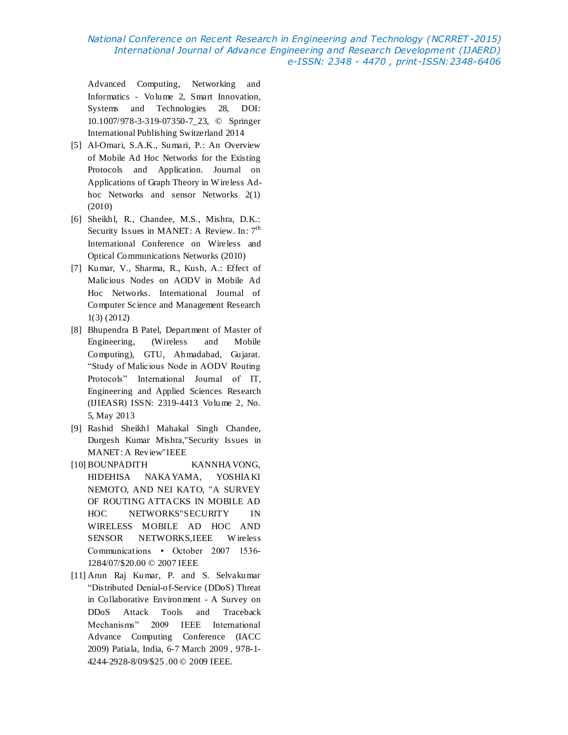Advanced Computing, Networking and Informatics - Volume 2, Smart Innovation, Systems and Technologies 28, DOI: 10.1007/978-3-319-07350-7_23, © Springer International Publishing Switzerland 2014

[5] Al-Omari, S.A.K., Sumari, P.: An Overview of Mobile Ad Hoc Networks for the Existing Protocols and Application. Journal on Applications of Graph Theory in Wireless Ad-hoc Networks and sensor Networks 2(1) (2010)

[6] Sheikhl, R., Chandee, M.S., Mishra, D.K.: Security Issues in MANET: A Review. In: 7th International Conference on Wireless and Optical Communications Networks (2010)

[7] Kumar, V., Sharma, R., Kush, A.: Effect of Malicious Nodes on AODV in Mobile Ad Hoc Networks. International Journal of Computer Science and Management Research 1(3) (2012)

[8] Bhupendra B Patel, Department of Master of Engineering, (Wireless and Mobile Computing), GTU, Ahmadabad, Gujarat. "Study of Malicious Node in AODV Routing Protocols" International Journal of IT, Engineering and Applied Sciences Research (IJIEASR) ISSN: 2319-4413 Volume 2, No. 5, May 2013

[9] Rashid Sheikhl Mahakal Singh Chandee, Durgesh Kumar Mishra,"Security Issues in MANET: A Review"IEEE

[10] BOUNPADITH KANNHAVONG, HIDEHISA NAKAYAMA, YOSHIAKI NEMOTO, AND NEI KATO, "A SURVEY OF ROUTING ATTACKS IN MOBILE AD HOC NETWORKS"SECURITY IN WIRELESS MOBILE AD HOC AND SENSOR NETWORKS,IEEE Wireless Communications • October 2007 1536-1284/07/$20.00 © 2007 IEEE

[11] Arun Raj Kumar, P. and S. Selvakumar "Distributed Denial-of-Service (DDoS) Threat in Collaborative Environment - A Survey on DDoS Attack Tools and Traceback Mechanisms" 2009 IEEE International Advance Computing Conference (IACC 2009) Patiala, India, 6-7 March 2009 , 978-1-4244-2928-8/09/$25 .00 © 2009 IEEE.